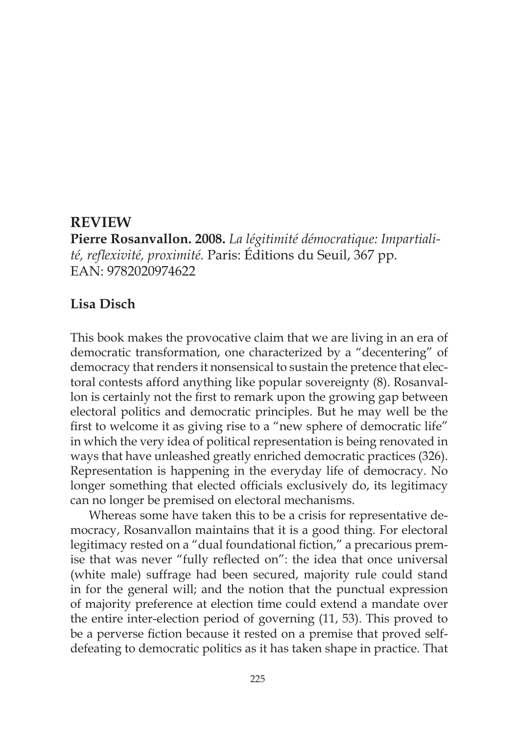## REVIEW

**Pierre Rosanvallon. 2008.** *La légitimité démocratique: Impartialité, reflexivité, proximité.* Paris: Éditions du Seuil, 367 pp. EAN: 9782020974622

**Lisa Disch**

This book makes the provocative claim that we are living in an era of democratic transformation, one characterized by a "decentering" of democracy that renders it nonsensical to sustain the pretence that electoral contests afford anything like popular sovereignty (8). Rosanvallon is certainly not the first to remark upon the growing gap between electoral politics and democratic principles. But he may well be the first to welcome it as giving rise to a "new sphere of democratic life" in which the very idea of political representation is being renovated in ways that have unleashed greatly enriched democratic practices (326). Representation is happening in the everyday life of democracy. No longer something that elected officials exclusively do, its legitimacy can no longer be premised on electoral mechanisms.

Whereas some have taken this to be a crisis for representative democracy, Rosanvallon maintains that it is a good thing. For electoral legitimacy rested on a "dual foundational fiction," a precarious premise that was never "fully reflected on": the idea that once universal (white male) suffrage had been secured, majority rule could stand in for the general will; and the notion that the punctual expression of majority preference at election time could extend a mandate over the entire inter-election period of governing (11, 53). This proved to be a perverse fiction because it rested on a premise that proved self-defeating to democratic politics as it has taken shape in practice. That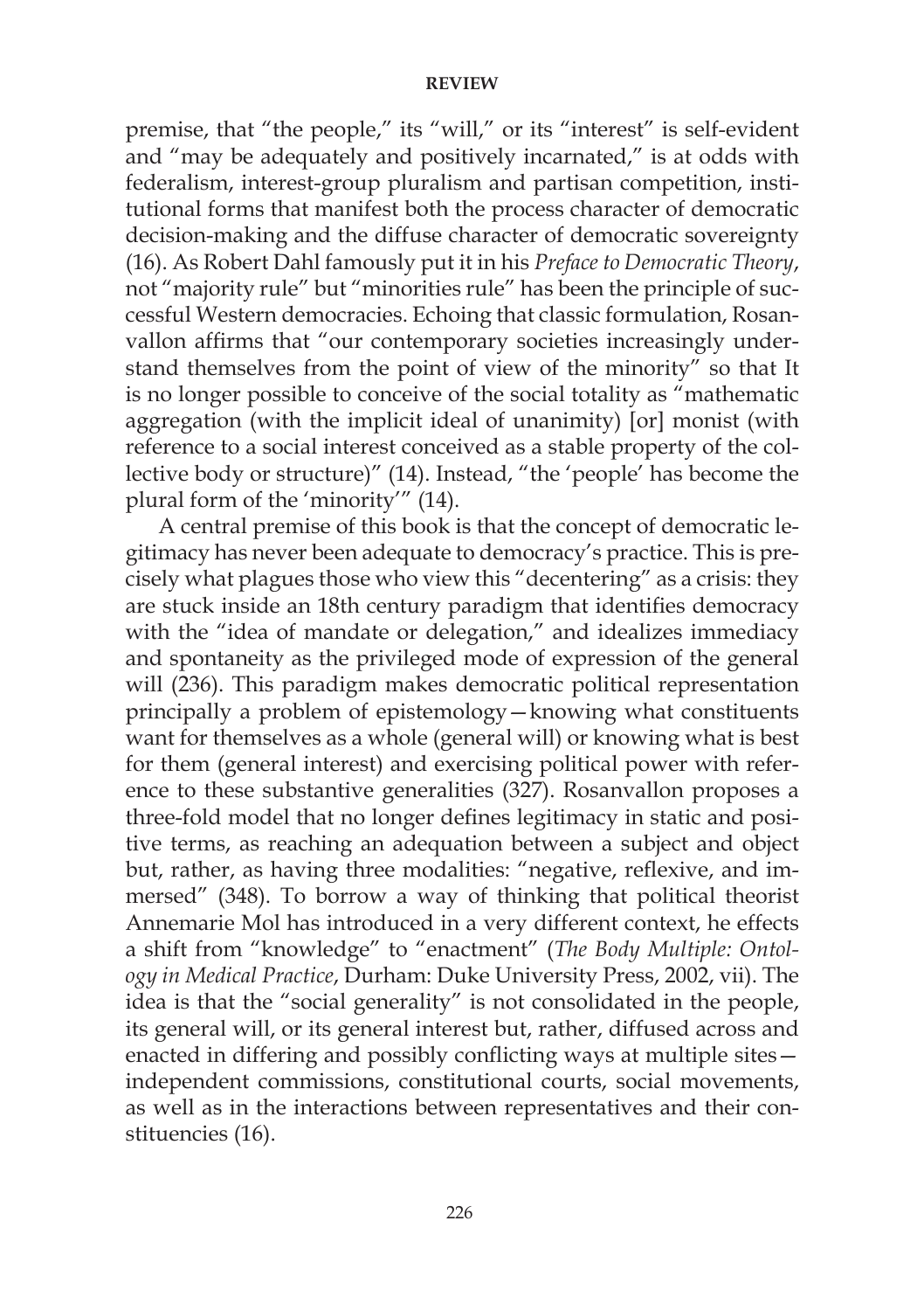premise, that "the people," its "will," or its "interest" is self-evident and "may be adequately and positively incarnated," is at odds with federalism, interest-group pluralism and partisan competition, institutional forms that manifest both the process character of democratic decision-making and the diffuse character of democratic sovereignty (16). As Robert Dahl famously put it in his *Preface to Democratic Theory*, not "majority rule" but "minorities rule" has been the principle of successful Western democracies. Echoing that classic formulation, Rosanvallon affirms that "our contemporary societies increasingly understand themselves from the point of view of the minority" so that It is no longer possible to conceive of the social totality as "mathematic aggregation (with the implicit ideal of unanimity) [or] monist (with reference to a social interest conceived as a stable property of the collective body or structure)" (14). Instead, "the 'people' has become the plural form of the 'minority'" (14).

A central premise of this book is that the concept of democratic legitimacy has never been adequate to democracy's practice. This is precisely what plagues those who view this "decentering" as a crisis: they are stuck inside an 18th century paradigm that identifies democracy with the "idea of mandate or delegation," and idealizes immediacy and spontaneity as the privileged mode of expression of the general will (236). This paradigm makes democratic political representation principally a problem of epistemology—knowing what constituents want for themselves as a whole (general will) or knowing what is best for them (general interest) and exercising political power with reference to these substantive generalities (327). Rosanvallon proposes a three-fold model that no longer defines legitimacy in static and positive terms, as reaching an adequation between a subject and object but, rather, as having three modalities: "negative, reflexive, and immersed" (348). To borrow a way of thinking that political theorist Annemarie Mol has introduced in a very different context, he effects a shift from "knowledge" to "enactment" (*The Body Multiple: Ontology in Medical Practice*, Durham: Duke University Press, 2002, vii). The idea is that the "social generality" is not consolidated in the people, its general will, or its general interest but, rather, diffused across and enacted in differing and possibly conflicting ways at multiple sites—independent commissions, constitutional courts, social movements, as well as in the interactions between representatives and their constituencies (16).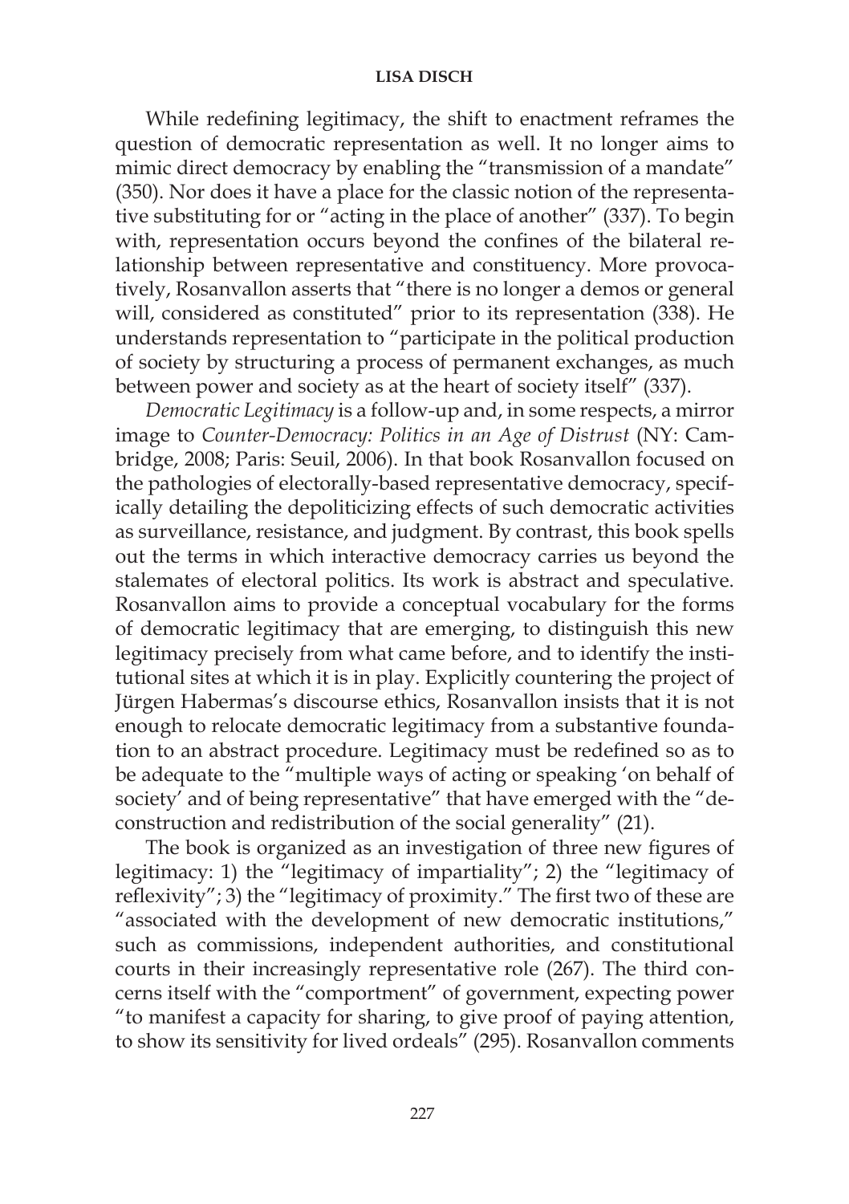While redefining legitimacy, the shift to enactment reframes the question of democratic representation as well. It no longer aims to mimic direct democracy by enabling the "transmission of a mandate" (350). Nor does it have a place for the classic notion of the representative substituting for or "acting in the place of another" (337). To begin with, representation occurs beyond the confines of the bilateral relationship between representative and constituency. More provocatively, Rosanvallon asserts that "there is no longer a demos or general will, considered as constituted" prior to its representation (338). He understands representation to "participate in the political production of society by structuring a process of permanent exchanges, as much between power and society as at the heart of society itself" (337).

*Democratic Legitimacy* is a follow-up and, in some respects, a mirror image to *Counter-Democracy: Politics in an Age of Distrust* (NY: Cambridge, 2008; Paris: Seuil, 2006). In that book Rosanvallon focused on the pathologies of electorally-based representative democracy, specifically detailing the depoliticizing effects of such democratic activities as surveillance, resistance, and judgment. By contrast, this book spells out the terms in which interactive democracy carries us beyond the stalemates of electoral politics. Its work is abstract and speculative. Rosanvallon aims to provide a conceptual vocabulary for the forms of democratic legitimacy that are emerging, to distinguish this new legitimacy precisely from what came before, and to identify the institutional sites at which it is in play. Explicitly countering the project of Jürgen Habermas's discourse ethics, Rosanvallon insists that it is not enough to relocate democratic legitimacy from a substantive foundation to an abstract procedure. Legitimacy must be redefined so as to be adequate to the "multiple ways of acting or speaking 'on behalf of society' and of being representative" that have emerged with the "deconstruction and redistribution of the social generality" (21).

The book is organized as an investigation of three new figures of legitimacy: 1) the "legitimacy of impartiality"; 2) the "legitimacy of reflexivity"; 3) the "legitimacy of proximity." The first two of these are "associated with the development of new democratic institutions," such as commissions, independent authorities, and constitutional courts in their increasingly representative role (267). The third concerns itself with the "comportment" of government, expecting power "to manifest a capacity for sharing, to give proof of paying attention, to show its sensitivity for lived ordeals" (295). Rosanvallon comments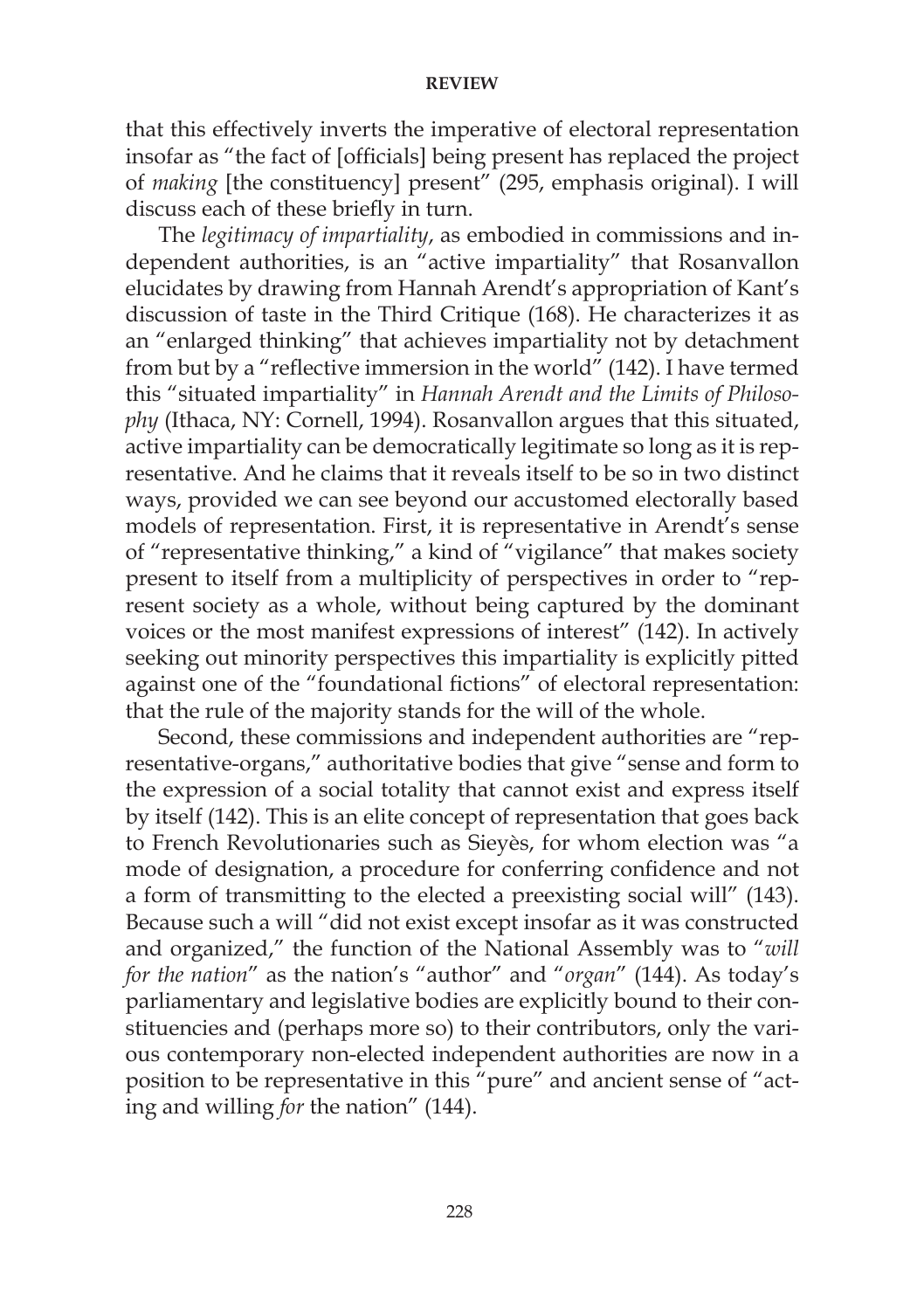that this effectively inverts the imperative of electoral representation insofar as "the fact of [officials] being present has replaced the project of *making* [the constituency] present" (295, emphasis original). I will discuss each of these briefly in turn.

The *legitimacy of impartiality*, as embodied in commissions and independent authorities, is an "active impartiality" that Rosanvallon elucidates by drawing from Hannah Arendt's appropriation of Kant's discussion of taste in the Third Critique (168). He characterizes it as an "enlarged thinking" that achieves impartiality not by detachment from but by a "reflective immersion in the world" (142). I have termed this "situated impartiality" in *Hannah Arendt and the Limits of Philosophy* (Ithaca, NY: Cornell, 1994). Rosanvallon argues that this situated, active impartiality can be democratically legitimate so long as it is representative. And he claims that it reveals itself to be so in two distinct ways, provided we can see beyond our accustomed electorally based models of representation. First, it is representative in Arendt's sense of "representative thinking," a kind of "vigilance" that makes society present to itself from a multiplicity of perspectives in order to "represent society as a whole, without being captured by the dominant voices or the most manifest expressions of interest" (142). In actively seeking out minority perspectives this impartiality is explicitly pitted against one of the "foundational fictions" of electoral representation: that the rule of the majority stands for the will of the whole.

Second, these commissions and independent authorities are "representative-organs," authoritative bodies that give "sense and form to the expression of a social totality that cannot exist and express itself by itself (142). This is an elite concept of representation that goes back to French Revolutionaries such as Sieyès, for whom election was "a mode of designation, a procedure for conferring confidence and not a form of transmitting to the elected a preexisting social will" (143). Because such a will "did not exist except insofar as it was constructed and organized," the function of the National Assembly was to "*will for the nation*" as the nation's "author" and "*organ*" (144). As today's parliamentary and legislative bodies are explicitly bound to their constituencies and (perhaps more so) to their contributors, only the various contemporary non-elected independent authorities are now in a position to be representative in this "pure" and ancient sense of "acting and willing *for* the nation" (144).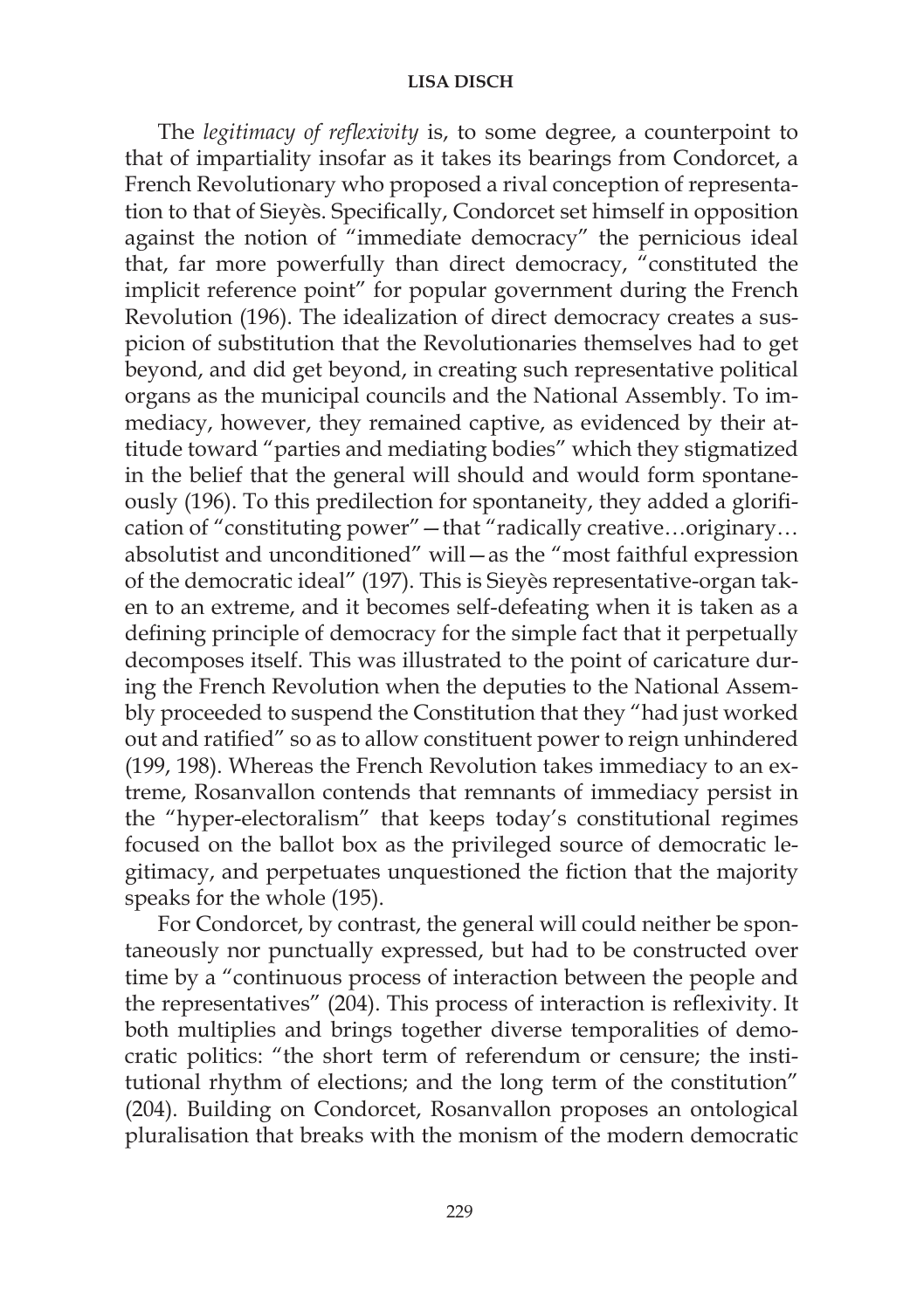The *legitimacy of reflexivity* is, to some degree, a counterpoint to that of impartiality insofar as it takes its bearings from Condorcet, a French Revolutionary who proposed a rival conception of representation to that of Sieyès. Specifically, Condorcet set himself in opposition against the notion of "immediate democracy" the pernicious ideal that, far more powerfully than direct democracy, "constituted the implicit reference point" for popular government during the French Revolution (196). The idealization of direct democracy creates a suspicion of substitution that the Revolutionaries themselves had to get beyond, and did get beyond, in creating such representative political organs as the municipal councils and the National Assembly. To immediacy, however, they remained captive, as evidenced by their attitude toward "parties and mediating bodies" which they stigmatized in the belief that the general will should and would form spontaneously (196). To this predilection for spontaneity, they added a glorification of "constituting power"—that "radically creative…originary…absolutist and unconditioned" will—as the "most faithful expression of the democratic ideal" (197). This is Sieyès representative-organ taken to an extreme, and it becomes self-defeating when it is taken as a defining principle of democracy for the simple fact that it perpetually decomposes itself. This was illustrated to the point of caricature during the French Revolution when the deputies to the National Assembly proceeded to suspend the Constitution that they "had just worked out and ratified" so as to allow constituent power to reign unhindered (199, 198). Whereas the French Revolution takes immediacy to an extreme, Rosanvallon contends that remnants of immediacy persist in the "hyper-electoralism" that keeps today's constitutional regimes focused on the ballot box as the privileged source of democratic legitimacy, and perpetuates unquestioned the fiction that the majority speaks for the whole (195).

For Condorcet, by contrast, the general will could neither be spontaneously nor punctually expressed, but had to be constructed over time by a "continuous process of interaction between the people and the representatives" (204). This process of interaction is reflexivity. It both multiplies and brings together diverse temporalities of democratic politics: "the short term of referendum or censure; the institutional rhythm of elections; and the long term of the constitution" (204). Building on Condorcet, Rosanvallon proposes an ontological pluralisation that breaks with the monism of the modern democratic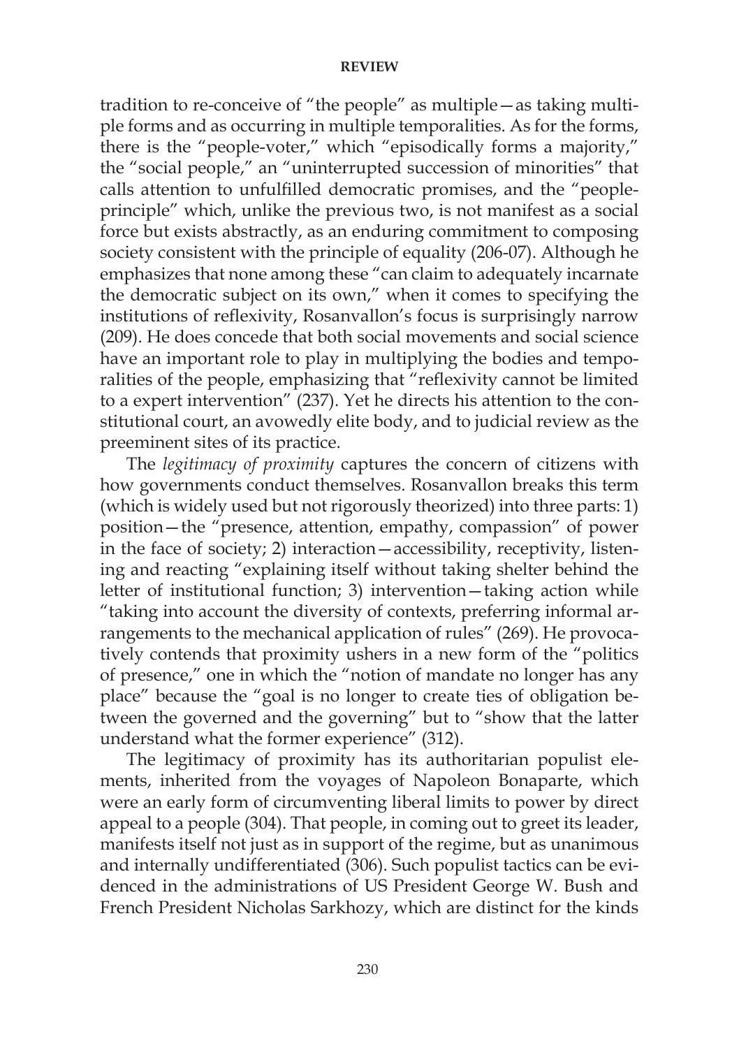tradition to re-conceive of "the people" as multiple—as taking multiple forms and as occurring in multiple temporalities. As for the forms, there is the "people-voter," which "episodically forms a majority," the "social people," an "uninterrupted succession of minorities" that calls attention to unfulfilled democratic promises, and the "people-principle" which, unlike the previous two, is not manifest as a social force but exists abstractly, as an enduring commitment to composing society consistent with the principle of equality (206-07). Although he emphasizes that none among these "can claim to adequately incarnate the democratic subject on its own," when it comes to specifying the institutions of reflexivity, Rosanvallon's focus is surprisingly narrow (209). He does concede that both social movements and social science have an important role to play in multiplying the bodies and temporalities of the people, emphasizing that "reflexivity cannot be limited to a expert intervention" (237). Yet he directs his attention to the constitutional court, an avowedly elite body, and to judicial review as the preeminent sites of its practice.

The *legitimacy of proximity* captures the concern of citizens with how governments conduct themselves. Rosanvallon breaks this term (which is widely used but not rigorously theorized) into three parts: 1) position—the "presence, attention, empathy, compassion" of power in the face of society; 2) interaction—accessibility, receptivity, listening and reacting "explaining itself without taking shelter behind the letter of institutional function; 3) intervention—taking action while "taking into account the diversity of contexts, preferring informal arrangements to the mechanical application of rules" (269). He provocatively contends that proximity ushers in a new form of the "politics of presence," one in which the "notion of mandate no longer has any place" because the "goal is no longer to create ties of obligation between the governed and the governing" but to "show that the latter understand what the former experience" (312).

The legitimacy of proximity has its authoritarian populist elements, inherited from the voyages of Napoleon Bonaparte, which were an early form of circumventing liberal limits to power by direct appeal to a people (304). That people, in coming out to greet its leader, manifests itself not just as in support of the regime, but as unanimous and internally undifferentiated (306). Such populist tactics can be evidenced in the administrations of US President George W. Bush and French President Nicholas Sarkhozy, which are distinct for the kinds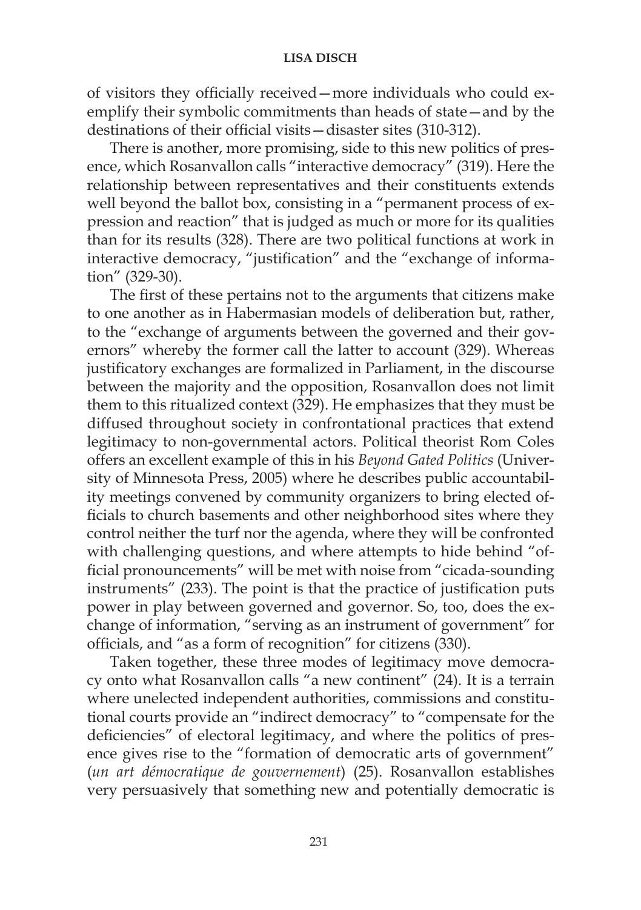of visitors they officially received—more individuals who could exemplify their symbolic commitments than heads of state—and by the destinations of their official visits—disaster sites (310-312).

There is another, more promising, side to this new politics of presence, which Rosanvallon calls "interactive democracy" (319). Here the relationship between representatives and their constituents extends well beyond the ballot box, consisting in a "permanent process of expression and reaction" that is judged as much or more for its qualities than for its results (328). There are two political functions at work in interactive democracy, "justification" and the "exchange of information" (329-30).

The first of these pertains not to the arguments that citizens make to one another as in Habermasian models of deliberation but, rather, to the "exchange of arguments between the governed and their governors" whereby the former call the latter to account (329). Whereas justificatory exchanges are formalized in Parliament, in the discourse between the majority and the opposition, Rosanvallon does not limit them to this ritualized context (329). He emphasizes that they must be diffused throughout society in confrontational practices that extend legitimacy to non-governmental actors. Political theorist Rom Coles offers an excellent example of this in his *Beyond Gated Politics* (University of Minnesota Press, 2005) where he describes public accountability meetings convened by community organizers to bring elected officials to church basements and other neighborhood sites where they control neither the turf nor the agenda, where they will be confronted with challenging questions, and where attempts to hide behind "official pronouncements" will be met with noise from "cicada-sounding instruments" (233). The point is that the practice of justification puts power in play between governed and governor. So, too, does the exchange of information, "serving as an instrument of government" for officials, and "as a form of recognition" for citizens (330).

Taken together, these three modes of legitimacy move democracy onto what Rosanvallon calls "a new continent" (24). It is a terrain where unelected independent authorities, commissions and constitutional courts provide an "indirect democracy" to "compensate for the deficiencies" of electoral legitimacy, and where the politics of presence gives rise to the "formation of democratic arts of government" (*un art démocratique de gouvernement*) (25). Rosanvallon establishes very persuasively that something new and potentially democratic is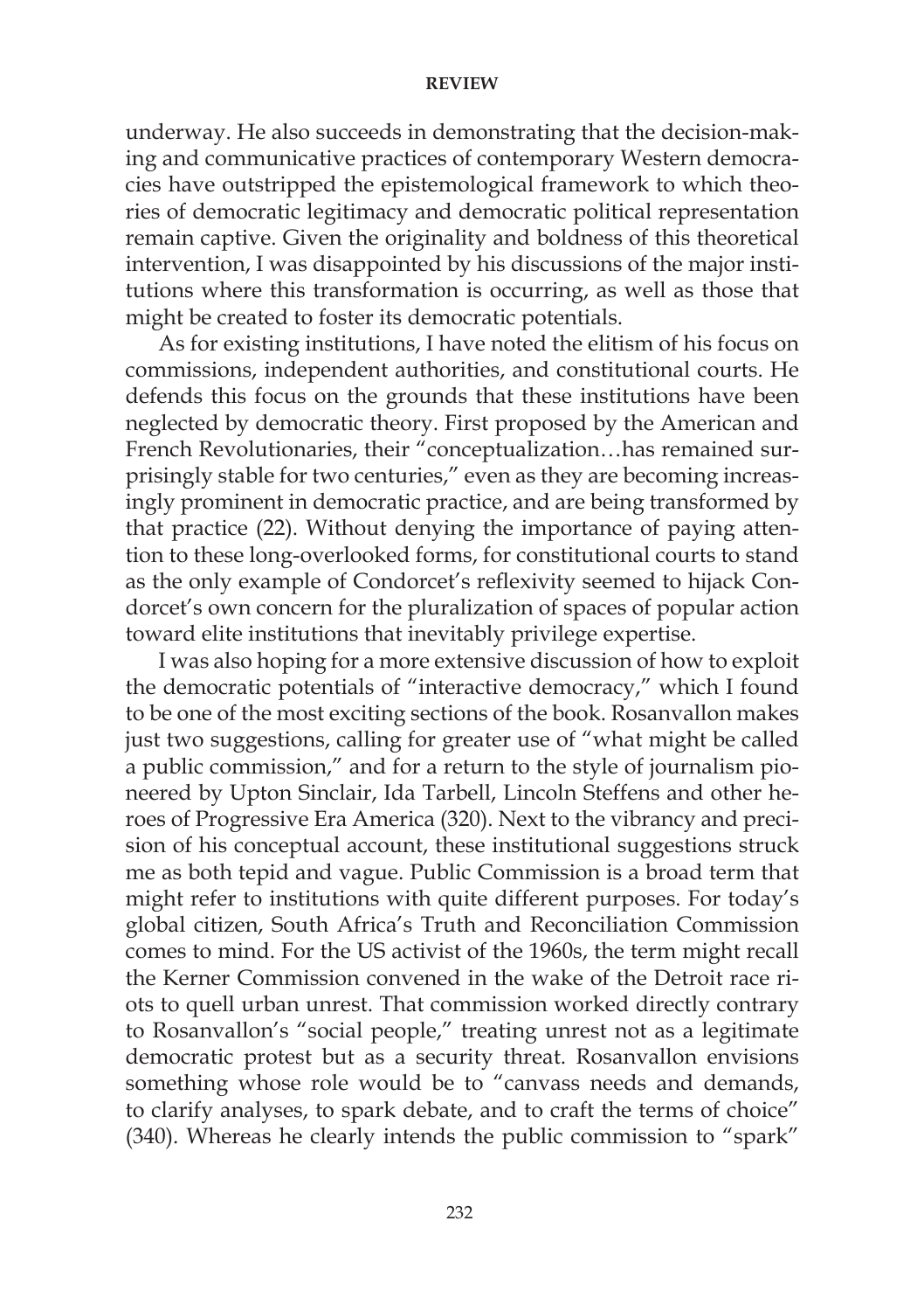underway. He also succeeds in demonstrating that the decision-making and communicative practices of contemporary Western democracies have outstripped the epistemological framework to which theories of democratic legitimacy and democratic political representation remain captive. Given the originality and boldness of this theoretical intervention, I was disappointed by his discussions of the major institutions where this transformation is occurring, as well as those that might be created to foster its democratic potentials.

As for existing institutions, I have noted the elitism of his focus on commissions, independent authorities, and constitutional courts. He defends this focus on the grounds that these institutions have been neglected by democratic theory. First proposed by the American and French Revolutionaries, their "conceptualization…has remained surprisingly stable for two centuries," even as they are becoming increasingly prominent in democratic practice, and are being transformed by that practice (22). Without denying the importance of paying attention to these long-overlooked forms, for constitutional courts to stand as the only example of Condorcet's reflexivity seemed to hijack Condorcet's own concern for the pluralization of spaces of popular action toward elite institutions that inevitably privilege expertise.

I was also hoping for a more extensive discussion of how to exploit the democratic potentials of "interactive democracy," which I found to be one of the most exciting sections of the book. Rosanvallon makes just two suggestions, calling for greater use of "what might be called a public commission," and for a return to the style of journalism pioneered by Upton Sinclair, Ida Tarbell, Lincoln Steffens and other heroes of Progressive Era America (320). Next to the vibrancy and precision of his conceptual account, these institutional suggestions struck me as both tepid and vague. Public Commission is a broad term that might refer to institutions with quite different purposes. For today's global citizen, South Africa's Truth and Reconciliation Commission comes to mind. For the US activist of the 1960s, the term might recall the Kerner Commission convened in the wake of the Detroit race riots to quell urban unrest. That commission worked directly contrary to Rosanvallon's "social people," treating unrest not as a legitimate democratic protest but as a security threat. Rosanvallon envisions something whose role would be to "canvass needs and demands, to clarify analyses, to spark debate, and to craft the terms of choice" (340). Whereas he clearly intends the public commission to "spark"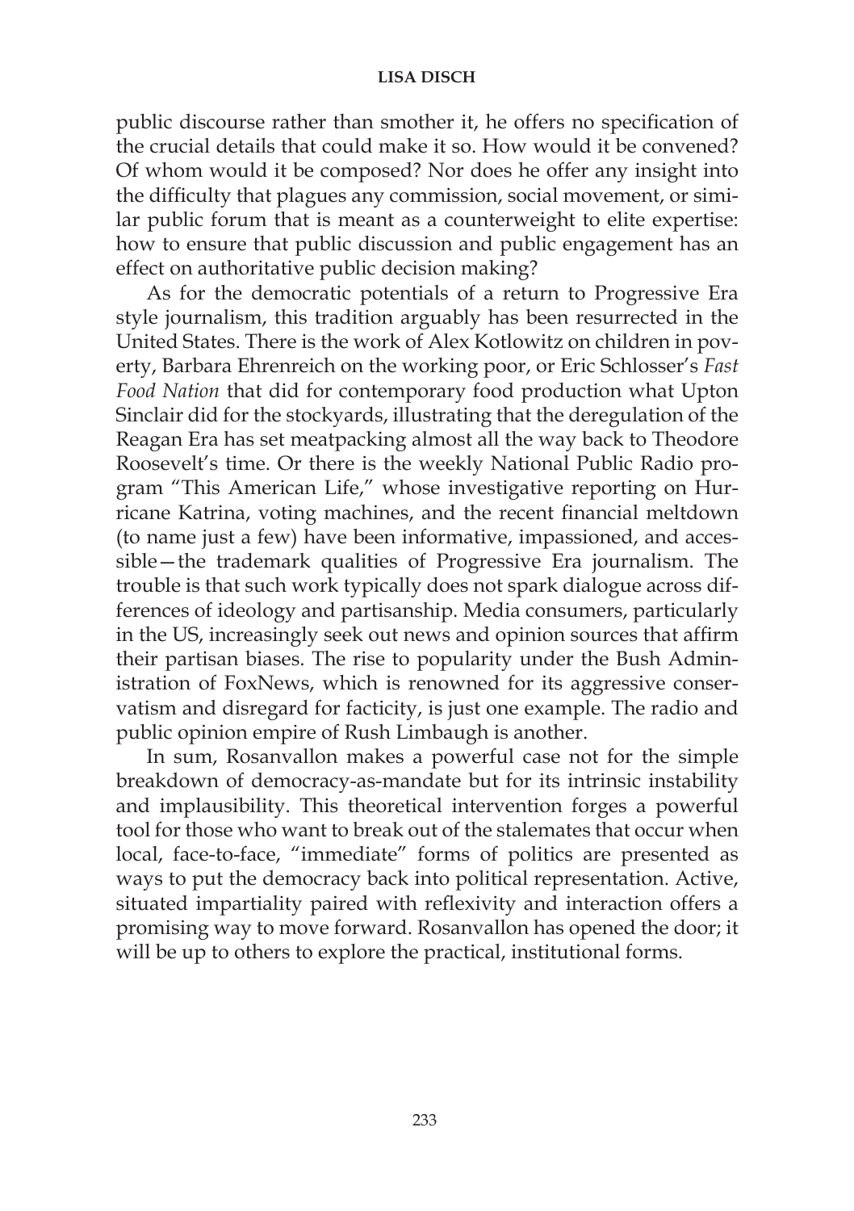public discourse rather than smother it, he offers no specification of the crucial details that could make it so. How would it be convened? Of whom would it be composed? Nor does he offer any insight into the difficulty that plagues any commission, social movement, or similar public forum that is meant as a counterweight to elite expertise: how to ensure that public discussion and public engagement has an effect on authoritative public decision making?

As for the democratic potentials of a return to Progressive Era style journalism, this tradition arguably has been resurrected in the United States. There is the work of Alex Kotlowitz on children in poverty, Barbara Ehrenreich on the working poor, or Eric Schlosser's *Fast Food Nation* that did for contemporary food production what Upton Sinclair did for the stockyards, illustrating that the deregulation of the Reagan Era has set meatpacking almost all the way back to Theodore Roosevelt's time. Or there is the weekly National Public Radio program "This American Life," whose investigative reporting on Hurricane Katrina, voting machines, and the recent financial meltdown (to name just a few) have been informative, impassioned, and accessible—the trademark qualities of Progressive Era journalism. The trouble is that such work typically does not spark dialogue across differences of ideology and partisanship. Media consumers, particularly in the US, increasingly seek out news and opinion sources that affirm their partisan biases. The rise to popularity under the Bush Administration of FoxNews, which is renowned for its aggressive conservatism and disregard for facticity, is just one example. The radio and public opinion empire of Rush Limbaugh is another.

In sum, Rosanvallon makes a powerful case not for the simple breakdown of democracy-as-mandate but for its intrinsic instability and implausibility. This theoretical intervention forges a powerful tool for those who want to break out of the stalemates that occur when local, face-to-face, "immediate" forms of politics are presented as ways to put the democracy back into political representation. Active, situated impartiality paired with reflexivity and interaction offers a promising way to move forward. Rosanvallon has opened the door; it will be up to others to explore the practical, institutional forms.